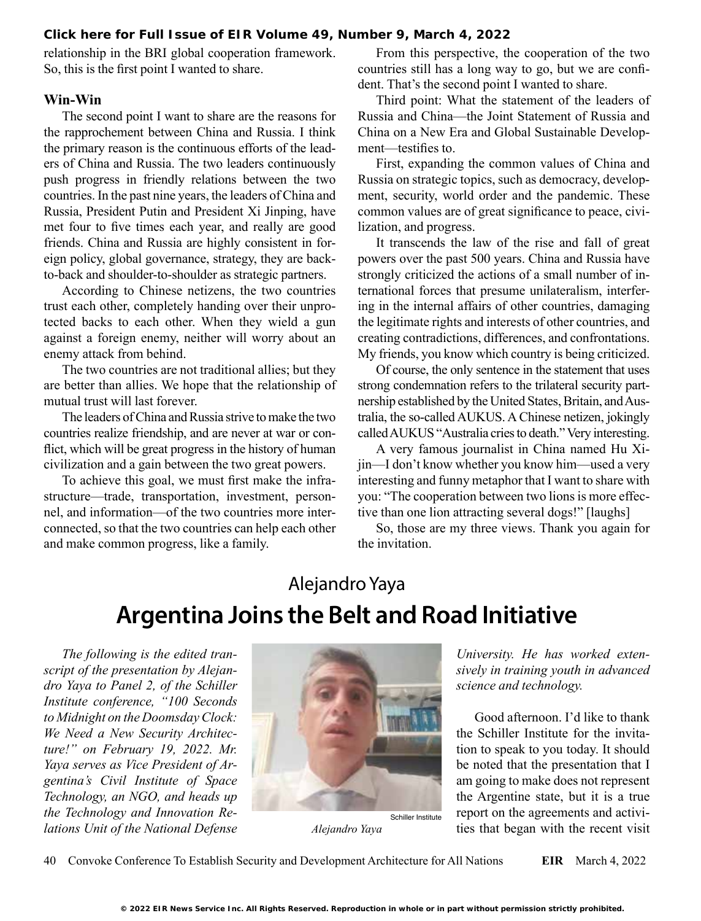relationship in the BRI global cooperation framework. So, this is the first point I wanted to share.

### Win-Win

The second point I want to share are the reasons for the rapprochement between China and Russia. I think the primary reason is the continuous efforts of the leaders of China and Russia. The two leaders continuously push progress in friendly relations between the two countries. In the past nine years, the leaders of China and Russia, President Putin and President Xi Jinping, have met four to five times each year, and really are good friends. China and Russia are highly consistent in foreign policy, global governance, strategy, they are back-to-back and shoulder-to-shoulder as strategic partners.

According to Chinese netizens, the two countries trust each other, completely handing over their unprotected backs to each other. When they wield a gun against a foreign enemy, neither will worry about an enemy attack from behind.

The two countries are not traditional allies; but they are better than allies. We hope that the relationship of mutual trust will last forever.

The leaders of China and Russia strive to make the two countries realize friendship, and are never at war or conflict, which will be great progress in the history of human civilization and a gain between the two great powers.

To achieve this goal, we must first make the infrastructure—trade, transportation, investment, personnel, and information—of the two countries more interconnected, so that the two countries can help each other and make common progress, like a family.

From this perspective, the cooperation of the two countries still has a long way to go, but we are confident. That's the second point I wanted to share.

Third point: What the statement of the leaders of Russia and China—the Joint Statement of Russia and China on a New Era and Global Sustainable Development—testifies to.

First, expanding the common values of China and Russia on strategic topics, such as democracy, development, security, world order and the pandemic. These common values are of great significance to peace, civilization, and progress.

It transcends the law of the rise and fall of great powers over the past 500 years. China and Russia have strongly criticized the actions of a small number of international forces that presume unilateralism, interfering in the internal affairs of other countries, damaging the legitimate rights and interests of other countries, and creating contradictions, differences, and confrontations. My friends, you know which country is being criticized.

Of course, the only sentence in the statement that uses strong condemnation refers to the trilateral security partnership established by the United States, Britain, and Australia, the so-called AUKUS. A Chinese netizen, jokingly called AUKUS "Australia cries to death." Very interesting.

A very famous journalist in China named Hu Xijin—I don't know whether you know him—used a very interesting and funny metaphor that I want to share with you: "The cooperation between two lions is more effective than one lion attracting several dogs!" [laughs]

So, those are my three views. Thank you again for the invitation.

Alejandro Yaya

# Argentina Joins the Belt and Road Initiative

*The following is the edited transcript of the presentation by Alejandro Yaya to Panel 2, of the Schiller Institute conference, "100 Seconds to Midnight on the Doomsday Clock: We Need a New Security Architecture!" on February 19, 2022. Mr. Yaya serves as Vice President of Argentina's Civil Institute of Space Technology, an NGO, and heads up the Technology and Innovation Relations Unit of the National Defense University. He has worked extensively in training youth in advanced science and technology.*

Schiller Institute

*Alejandro Yaya*

Good afternoon. I'd like to thank the Schiller Institute for the invitation to speak to you today. It should be noted that the presentation that I am going to make does not represent the Argentine state, but it is a true report on the agreements and activities that began with the recent visit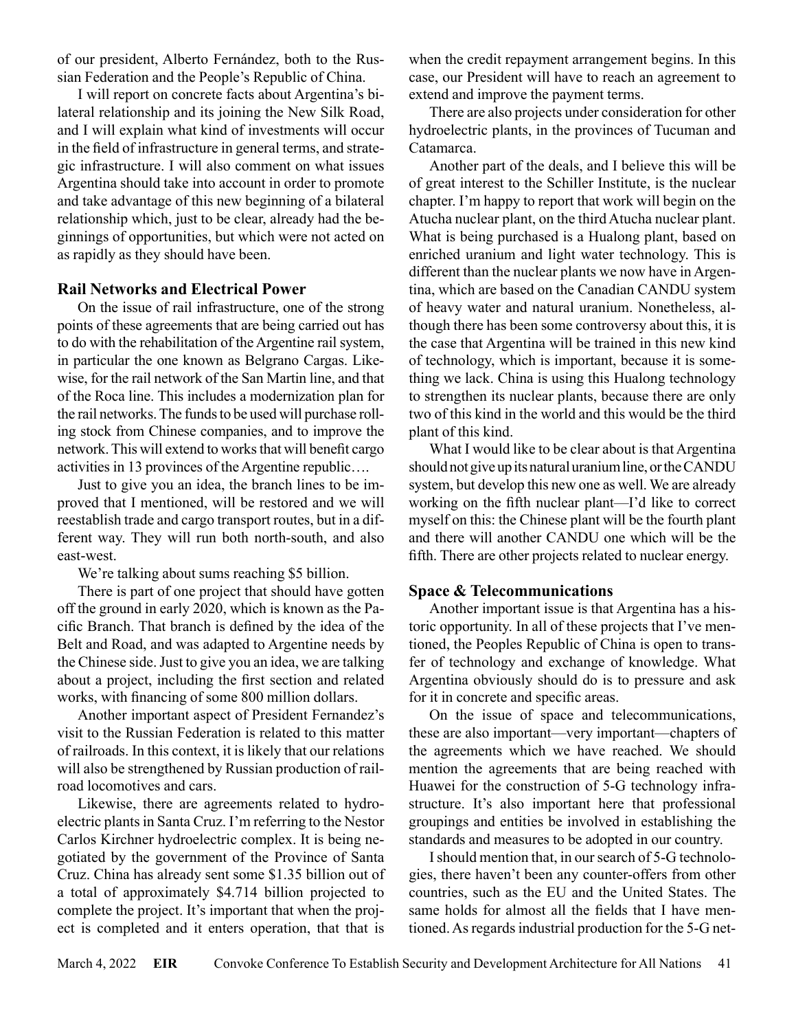of our president, Alberto Fernández, both to the Russian Federation and the People's Republic of China.

I will report on concrete facts about Argentina's bilateral relationship and its joining the New Silk Road, and I will explain what kind of investments will occur in the field of infrastructure in general terms, and strategic infrastructure. I will also comment on what issues Argentina should take into account in order to promote and take advantage of this new beginning of a bilateral relationship which, just to be clear, already had the beginnings of opportunities, but which were not acted on as rapidly as they should have been.

### Rail Networks and Electrical Power

On the issue of rail infrastructure, one of the strong points of these agreements that are being carried out has to do with the rehabilitation of the Argentine rail system, in particular the one known as Belgrano Cargas. Likewise, for the rail network of the San Martin line, and that of the Roca line. This includes a modernization plan for the rail networks. The funds to be used will purchase rolling stock from Chinese companies, and to improve the network. This will extend to works that will benefit cargo activities in 13 provinces of the Argentine republic….

Just to give you an idea, the branch lines to be improved that I mentioned, will be restored and we will reestablish trade and cargo transport routes, but in a different way. They will run both north-south, and also east-west.

We're talking about sums reaching $5 billion.

There is part of one project that should have gotten off the ground in early 2020, which is known as the Pacific Branch. That branch is defined by the idea of the Belt and Road, and was adapted to Argentine needs by the Chinese side. Just to give you an idea, we are talking about a project, including the first section and related works, with financing of some 800 million dollars.

Another important aspect of President Fernandez's visit to the Russian Federation is related to this matter of railroads. In this context, it is likely that our relations will also be strengthened by Russian production of railroad locomotives and cars.

Likewise, there are agreements related to hydroelectric plants in Santa Cruz. I'm referring to the Nestor Carlos Kirchner hydroelectric complex. It is being negotiated by the government of the Province of Santa Cruz. China has already sent some $1.35 billion out of a total of approximately $4.714 billion projected to complete the project. It's important that when the project is completed and it enters operation, that that is when the credit repayment arrangement begins. In this case, our President will have to reach an agreement to extend and improve the payment terms.

There are also projects under consideration for other hydroelectric plants, in the provinces of Tucuman and Catamarca.

Another part of the deals, and I believe this will be of great interest to the Schiller Institute, is the nuclear chapter. I'm happy to report that work will begin on the Atucha nuclear plant, on the third Atucha nuclear plant. What is being purchased is a Hualong plant, based on enriched uranium and light water technology. This is different than the nuclear plants we now have in Argentina, which are based on the Canadian CANDU system of heavy water and natural uranium. Nonetheless, although there has been some controversy about this, it is the case that Argentina will be trained in this new kind of technology, which is important, because it is something we lack. China is using this Hualong technology to strengthen its nuclear plants, because there are only two of this kind in the world and this would be the third plant of this kind.

What I would like to be clear about is that Argentina should not give up its natural uranium line, or the CANDU system, but develop this new one as well. We are already working on the fifth nuclear plant—I'd like to correct myself on this: the Chinese plant will be the fourth plant and there will another CANDU one which will be the fifth. There are other projects related to nuclear energy.

### Space & Telecommunications

Another important issue is that Argentina has a historic opportunity. In all of these projects that I've mentioned, the Peoples Republic of China is open to transfer of technology and exchange of knowledge. What Argentina obviously should do is to pressure and ask for it in concrete and specific areas.

On the issue of space and telecommunications, these are also important—very important—chapters of the agreements which we have reached. We should mention the agreements that are being reached with Huawei for the construction of 5-G technology infrastructure. It's also important here that professional groupings and entities be involved in establishing the standards and measures to be adopted in our country.

I should mention that, in our search of 5-G technologies, there haven't been any counter-offers from other countries, such as the EU and the United States. The same holds for almost all the fields that I have mentioned. As regards industrial production for the 5-G net-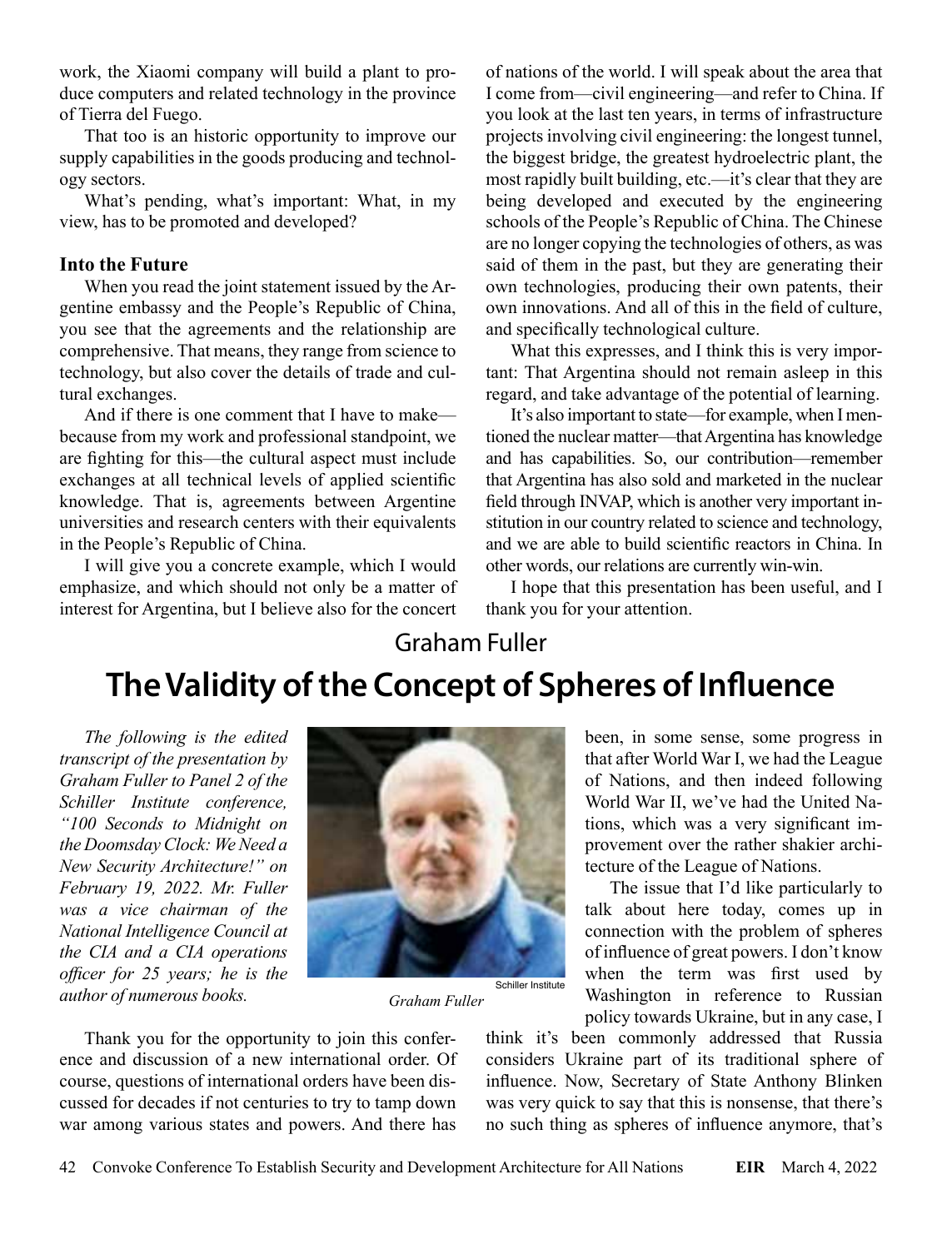work, the Xiaomi company will build a plant to produce computers and related technology in the province of Tierra del Fuego.

That too is an historic opportunity to improve our supply capabilities in the goods producing and technology sectors.

What's pending, what's important: What, in my view, has to be promoted and developed?

### Into the Future

When you read the joint statement issued by the Argentine embassy and the People's Republic of China, you see that the agreements and the relationship are comprehensive. That means, they range from science to technology, but also cover the details of trade and cultural exchanges.

And if there is one comment that I have to make—because from my work and professional standpoint, we are fighting for this—the cultural aspect must include exchanges at all technical levels of applied scientific knowledge. That is, agreements between Argentine universities and research centers with their equivalents in the People's Republic of China.

I will give you a concrete example, which I would emphasize, and which should not only be a matter of interest for Argentina, but I believe also for the concert of nations of the world. I will speak about the area that I come from—civil engineering—and refer to China. If you look at the last ten years, in terms of infrastructure projects involving civil engineering: the longest tunnel, the biggest bridge, the greatest hydroelectric plant, the most rapidly built building, etc.—it's clear that they are being developed and executed by the engineering schools of the People's Republic of China. The Chinese are no longer copying the technologies of others, as was said of them in the past, but they are generating their own technologies, producing their own patents, their own innovations. And all of this in the field of culture, and specifically technological culture.

What this expresses, and I think this is very important: That Argentina should not remain asleep in this regard, and take advantage of the potential of learning.

It's also important to state—for example, when I mentioned the nuclear matter—that Argentina has knowledge and has capabilities. So, our contribution—remember that Argentina has also sold and marketed in the nuclear field through INVAP, which is another very important institution in our country related to science and technology, and we are able to build scientific reactors in China. In other words, our relations are currently win-win.

I hope that this presentation has been useful, and I thank you for your attention.

## Graham Fuller

# The Validity of the Concept of Spheres of Influence

*The following is the edited transcript of the presentation by Graham Fuller to Panel 2 of the Schiller Institute conference, "100 Seconds to Midnight on the Doomsday Clock: We Need a New Security Architecture!" on February 19, 2022. Mr. Fuller was a vice chairman of the National Intelligence Council at the CIA and a CIA operations officer for 25 years; he is the author of numerous books.*

Schiller Institute

*Graham Fuller*

Thank you for the opportunity to join this conference and discussion of a new international order. Of course, questions of international orders have been discussed for decades if not centuries to try to tamp down war among various states and powers. And there has been, in some sense, some progress in that after World War I, we had the League of Nations, and then indeed following World War II, we've had the United Nations, which was a very significant improvement over the rather shakier architecture of the League of Nations.

The issue that I'd like particularly to talk about here today, comes up in connection with the problem of spheres of influence of great powers. I don't know when the term was first used by Washington in reference to Russian policy towards Ukraine, but in any case, I think it's been commonly addressed that Russia considers Ukraine part of its traditional sphere of influence. Now, Secretary of State Anthony Blinken was very quick to say that this is nonsense, that there's no such thing as spheres of influence anymore, that's